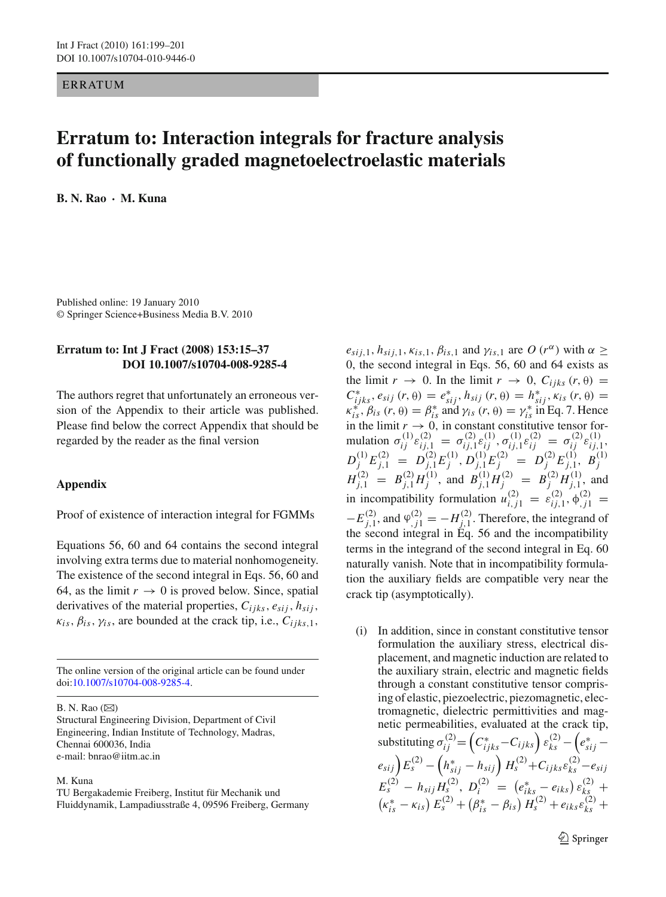ERRATUM

# Erratum to: Interaction integrals for fracture analysis of functionally graded magnetoelectroelastic materials

**B. N. Rao · M. Kuna**

Published online: 19 January 2010
© Springer Science+Business Media B.V. 2010

**Erratum to: Int J Fract (2008) 153:15–37 DOI 10.1007/s10704-008-9285-4**

The authors regret that unfortunately an erroneous version of the Appendix to their article was published. Please find below the correct Appendix that should be regarded by the reader as the final version

## Appendix

Proof of existence of interaction integral for FGMMs

Equations 56, 60 and 64 contains the second integral involving extra terms due to material nonhomogeneity. The existence of the second integral in Eqs. 56, 60 and 64, as the limit $r \to 0$ is proved below. Since, spatial derivatives of the material properties, $C_{ijks}$, $e_{sij}$, $h_{sij}$, $\kappa_{is}$, $\beta_{is}$, $\gamma_{is}$, are bounded at the crack tip, i.e., $C_{ijks,1}$, $e_{sij,1}$, $h_{sij,1}$, $\kappa_{is,1}$, $\beta_{is,1}$ and $\gamma_{is,1}$ are $O\left(r^{\alpha}\right)$ with $\alpha \geq 0$, the second integral in Eqs. 56, 60 and 64 exists as the limit $r \to 0$. In the limit $r \to 0$, $C_{ijks}\left(r,\theta\right) = C^{*}_{ijks}$, $e_{sij}\left(r,\theta\right) = e^{*}_{sij}$, $h_{sij}\left(r,\theta\right) = h^{*}_{sij}$, $\kappa_{is}\left(r,\theta\right) = \kappa^{*}_{is}$, $\beta_{is}\left(r,\theta\right) = \beta^{*}_{is}$ and $\gamma_{is}\left(r,\theta\right) = \gamma^{*}_{is}$ in Eq. 7. Hence in the limit $r \to 0$, in constant constitutive tensor formulation $\sigma^{(1)}_{ij}\varepsilon^{(2)}_{ij,1} = \sigma^{(2)}_{ij,1}\varepsilon^{(1)}_{ij}$, $\sigma^{(1)}_{ij,1}\varepsilon^{(2)}_{ij} = \sigma^{(2)}_{ij}\varepsilon^{(1)}_{ij,1}$, $D^{(1)}_{j}E^{(2)}_{j,1} = D^{(2)}_{j,1}E^{(1)}_{j}$, $D^{(1)}_{j,1}E^{(2)}_{j} = D^{(2)}_{j}E^{(1)}_{j,1}$, $B^{(1)}_{j}H^{(2)}_{j,1} = B^{(2)}_{j,1}H^{(1)}_{j}$, and $B^{(1)}_{j,1}H^{(2)}_{j} = B^{(2)}_{j}H^{(1)}_{j,1}$, and in incompatibility formulation $u^{(2)}_{i,j1} = \varepsilon^{(2)}_{ij,1}$, $\phi^{(2)}_{,j1} = -E^{(2)}_{j,1}$, and $\varphi^{(2)}_{,j1} = -H^{(2)}_{j,1}$. Therefore, the integrand of the second integral in Eq. 56 and the incompatibility terms in the integrand of the second integral in Eq. 60 naturally vanish. Note that in incompatibility formulation the auxiliary fields are compatible very near the crack tip (asymptotically).

(i) In addition, since in constant constitutive tensor formulation the auxiliary stress, electrical displacement, and magnetic induction are related to the auxiliary strain, electric and magnetic fields through a constant constitutive tensor comprising of elastic, piezoelectric, piezomagnetic, electromagnetic, dielectric permittivities and magnetic permeabilities, evaluated at the crack tip, substituting $\sigma^{(2)}_{ij} = \left(C^{*}_{ijks} - C_{ijks}\right)\varepsilon^{(2)}_{ks} - \left(e^{*}_{sij} - e_{sij}\right)E^{(2)}_{s} - \left(h^{*}_{sij} - h_{sij}\right)H^{(2)}_{s} + C_{ijks}\varepsilon^{(2)}_{ks} - e_{sij}E^{(2)}_{s} - h_{sij}H^{(2)}_{s}$, $D^{(2)}_{i} = \left(e^{*}_{iks} - e_{iks}\right)\varepsilon^{(2)}_{ks} + \left(\kappa^{*}_{is} - \kappa_{is}\right)E^{(2)}_{s} + \left(\beta^{*}_{is} - \beta_{is}\right)H^{(2)}_{s} + e_{iks}\varepsilon^{(2)}_{ks} +$

The online version of the original article can be found under doi:10.1007/s10704-008-9285-4.

B. N. Rao (✉)
Structural Engineering Division, Department of Civil Engineering, Indian Institute of Technology, Madras, Chennai 600036, India
e-mail: bnrao@iitm.ac.in

M. Kuna
TU Bergakademie Freiberg, Institut für Mechanik und Fluiddynamik, Lampadiusstraße 4, 09596 Freiberg, Germany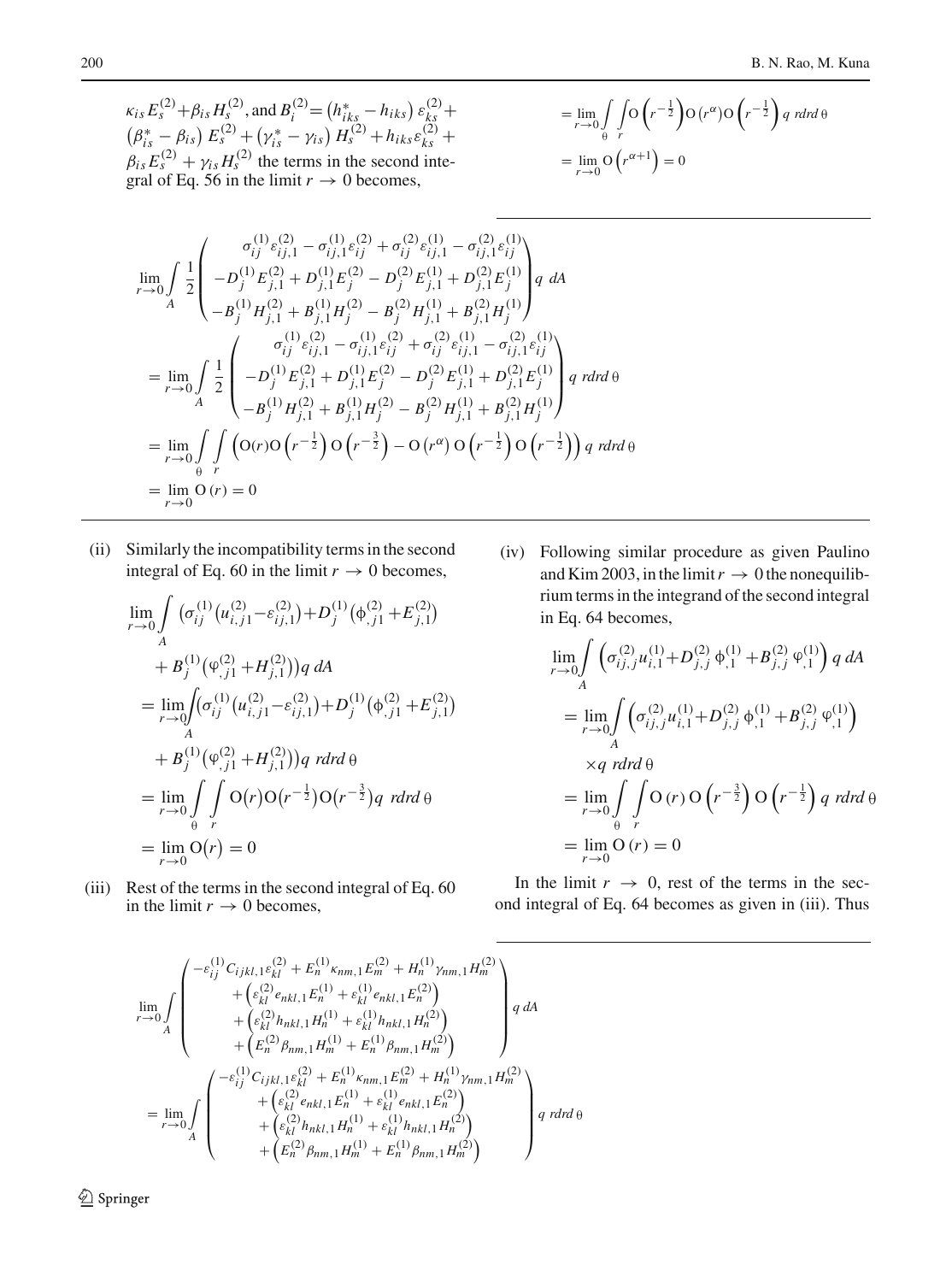$\kappa_{is} E_s^{(2)} + \beta_{is} H_s^{(2)}$, and $B_i^{(2)} = \left(h_{iks}^* - h_{iks}\right) \varepsilon_{ks}^{(2)} + \left(\beta_{is}^* - \beta_{is}\right) E_s^{(2)} + \left(\gamma_{is}^* - \gamma_{is}\right) H_s^{(2)} + h_{iks} \varepsilon_{ks}^{(2)} + \beta_{is} E_s^{(2)} + \gamma_{is} H_s^{(2)}$ the terms in the second integral of Eq. 56 in the limit $r \to 0$ becomes,

$$
\begin{aligned}
&\lim_{r\to 0} \int_A \frac{1}{2} \begin{pmatrix} \sigma_{ij}^{(1)} \varepsilon_{ij,1}^{(2)} - \sigma_{ij,1}^{(1)} \varepsilon_{ij}^{(2)} + \sigma_{ij}^{(2)} \varepsilon_{ij,1}^{(1)} - \sigma_{ij,1}^{(2)} \varepsilon_{ij}^{(1)} \\ -D_j^{(1)} E_{j,1}^{(2)} + D_{j,1}^{(1)} E_j^{(2)} - D_j^{(2)} E_{j,1}^{(1)} + D_{j,1}^{(2)} E_j^{(1)} \\ -B_j^{(1)} H_{j,1}^{(2)} + B_{j,1}^{(1)} H_j^{(2)} - B_j^{(2)} H_{j,1}^{(1)} + B_{j,1}^{(2)} H_j^{(1)} \end{pmatrix} q \, dA \\
&= \lim_{r\to 0} \int_A \frac{1}{2} \begin{pmatrix} \sigma_{ij}^{(1)} \varepsilon_{ij,1}^{(2)} - \sigma_{ij,1}^{(1)} \varepsilon_{ij}^{(2)} + \sigma_{ij}^{(2)} \varepsilon_{ij,1}^{(1)} - \sigma_{ij,1}^{(2)} \varepsilon_{ij}^{(1)} \\ -D_j^{(1)} E_{j,1}^{(2)} + D_{j,1}^{(1)} E_j^{(2)} - D_j^{(2)} E_{j,1}^{(1)} + D_{j,1}^{(2)} E_j^{(1)} \\ -B_j^{(1)} H_{j,1}^{(2)} + B_{j,1}^{(1)} H_j^{(2)} - B_j^{(2)} H_{j,1}^{(1)} + B_{j,1}^{(2)} H_j^{(1)} \end{pmatrix} q \, r dr d\theta \\
&= \lim_{r\to 0} \int_\theta \int_r \left( \mathrm{O}(r) \mathrm{O}\left(r^{-\frac{1}{2}}\right) \mathrm{O}\left(r^{-\frac{3}{2}}\right) - \mathrm{O}\left(r^{\alpha}\right) \mathrm{O}\left(r^{-\frac{1}{2}}\right) \mathrm{O}\left(r^{-\frac{1}{2}}\right) \right) q \, r dr d\theta \\
&= \lim_{r\to 0} \mathrm{O}(r) = 0
\end{aligned}
$$

$$
\begin{aligned}
&= \lim_{r\to 0} \int_\theta \int_r \mathrm{O}\left(r^{-\frac{1}{2}}\right) \mathrm{O}\left(r^{\alpha}\right) \mathrm{O}\left(r^{-\frac{1}{2}}\right) q \, r dr d\theta \\
&= \lim_{r\to 0} \mathrm{O}\left(r^{\alpha+1}\right) = 0
\end{aligned}
$$

(ii) Similarly the incompatibility terms in the second integral of Eq. 60 in the limit $r \to 0$ becomes,

$$
\begin{aligned}
&\lim_{r\to 0} \int_A \left(\sigma_{ij}^{(1)} \left(u_{i,j1}^{(2)} - \varepsilon_{ij,1}^{(2)}\right) + D_j^{(1)} \left(\phi_{,j1}^{(2)} + E_{j,1}^{(2)}\right) + B_j^{(1)} \left(\varphi_{,j1}^{(2)} + H_{j,1}^{(2)}\right)\right) q \, dA \\
&= \lim_{r\to 0} \int_A \left(\sigma_{ij}^{(1)} \left(u_{i,j1}^{(2)} - \varepsilon_{ij,1}^{(2)}\right) + D_j^{(1)} \left(\phi_{,j1}^{(2)} + E_{j,1}^{(2)}\right) + B_j^{(1)} \left(\varphi_{,j1}^{(2)} + H_{j,1}^{(2)}\right)\right) q \, r dr d\theta \\
&= \lim_{r\to 0} \int_\theta \int_r \mathrm{O}(r) \mathrm{O}\left(r^{-\frac{1}{2}}\right) \mathrm{O}\left(r^{-\frac{3}{2}}\right) q \, r dr d\theta \\
&= \lim_{r\to 0} \mathrm{O}(r) = 0
\end{aligned}
$$

(iii) Rest of the terms in the second integral of Eq. 60 in the limit $r \to 0$ becomes,

$$
\begin{aligned}
&\lim_{r\to 0} \int_A \begin{pmatrix} -\varepsilon_{ij}^{(1)} C_{ijkl,1} \varepsilon_{kl}^{(2)} + E_n^{(1)} \kappa_{nm,1} E_m^{(2)} + H_n^{(1)} \gamma_{nm,1} H_m^{(2)} \\ + \left(\varepsilon_{kl}^{(2)} e_{nkl,1} E_n^{(1)} + \varepsilon_{kl}^{(1)} e_{nkl,1} E_n^{(2)}\right) \\ + \left(\varepsilon_{kl}^{(2)} h_{nkl,1} H_n^{(1)} + \varepsilon_{kl}^{(1)} h_{nkl,1} H_n^{(2)}\right) \\ + \left(E_n^{(2)} \beta_{nm,1} H_m^{(1)} + E_n^{(1)} \beta_{nm,1} H_m^{(2)}\right) \end{pmatrix} q \, dA \\
&= \lim_{r\to 0} \int_A \begin{pmatrix} -\varepsilon_{ij}^{(1)} C_{ijkl,1} \varepsilon_{kl}^{(2)} + E_n^{(1)} \kappa_{nm,1} E_m^{(2)} + H_n^{(1)} \gamma_{nm,1} H_m^{(2)} \\ + \left(\varepsilon_{kl}^{(2)} e_{nkl,1} E_n^{(1)} + \varepsilon_{kl}^{(1)} e_{nkl,1} E_n^{(2)}\right) \\ + \left(\varepsilon_{kl}^{(2)} h_{nkl,1} H_n^{(1)} + \varepsilon_{kl}^{(1)} h_{nkl,1} H_n^{(2)}\right) \\ + \left(E_n^{(2)} \beta_{nm,1} H_m^{(1)} + E_n^{(1)} \beta_{nm,1} H_m^{(2)}\right) \end{pmatrix} q \, r dr d\theta
\end{aligned}
$$

(iv) Following similar procedure as given Paulino and Kim 2003, in the limit $r \to 0$ the nonequilibrium terms in the integrand of the second integral in Eq. 64 becomes,

$$
\begin{aligned}
&\lim_{r\to 0} \int_A \left(\sigma_{ij,j}^{(2)} u_{i,1}^{(1)} + D_{j,j}^{(2)} \phi_{,1}^{(1)} + B_{j,j}^{(2)} \varphi_{,1}^{(1)}\right) q \, dA \\
&= \lim_{r\to 0} \int_A \left(\sigma_{ij,j}^{(2)} u_{i,1}^{(1)} + D_{j,j}^{(2)} \phi_{,1}^{(1)} + B_{j,j}^{(2)} \varphi_{,1}^{(1)}\right) \times q \, r dr d\theta \\
&= \lim_{r\to 0} \int_\theta \int_r \mathrm{O}(r) \mathrm{O}\left(r^{-\frac{3}{2}}\right) \mathrm{O}\left(r^{-\frac{1}{2}}\right) q \, r dr d\theta \\
&= \lim_{r\to 0} \mathrm{O}(r) = 0
\end{aligned}
$$

In the limit $r \to 0$, rest of the terms in the second integral of Eq. 64 becomes as given in (iii). Thus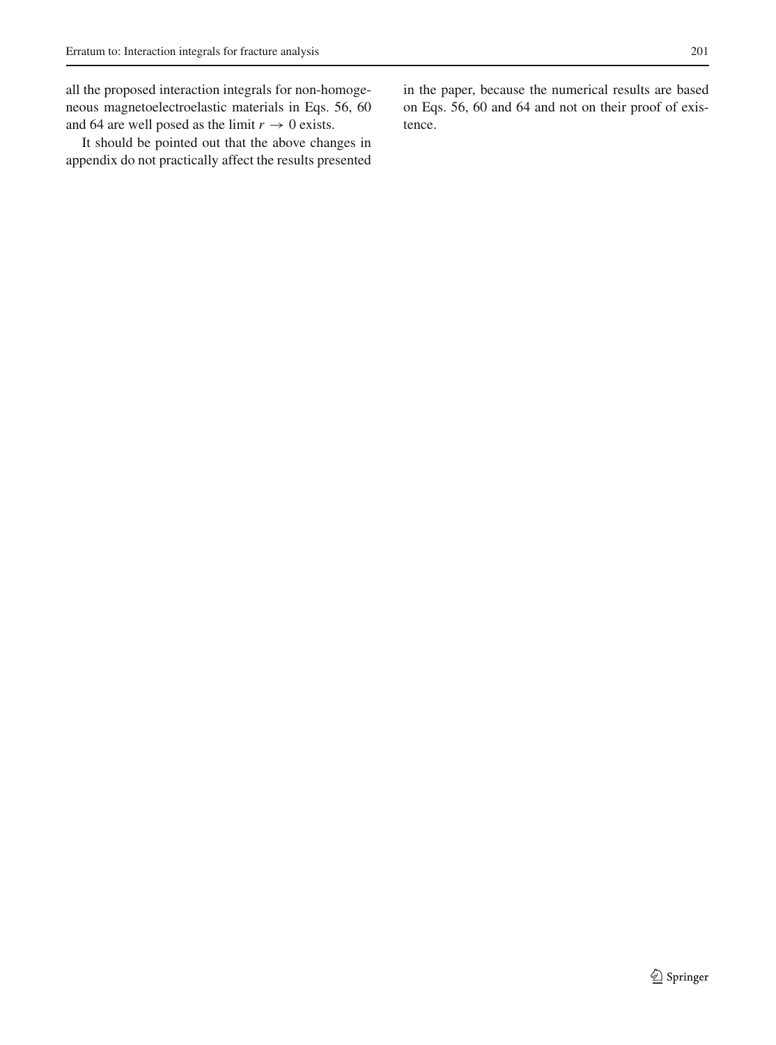all the proposed interaction integrals for non-homogeneous magnetoelectroelastic materials in Eqs. 56, 60 and 64 are well posed as the limit $r \rightarrow 0$ exists.

It should be pointed out that the above changes in appendix do not practically affect the results presented in the paper, because the numerical results are based on Eqs. 56, 60 and 64 and not on their proof of existence.